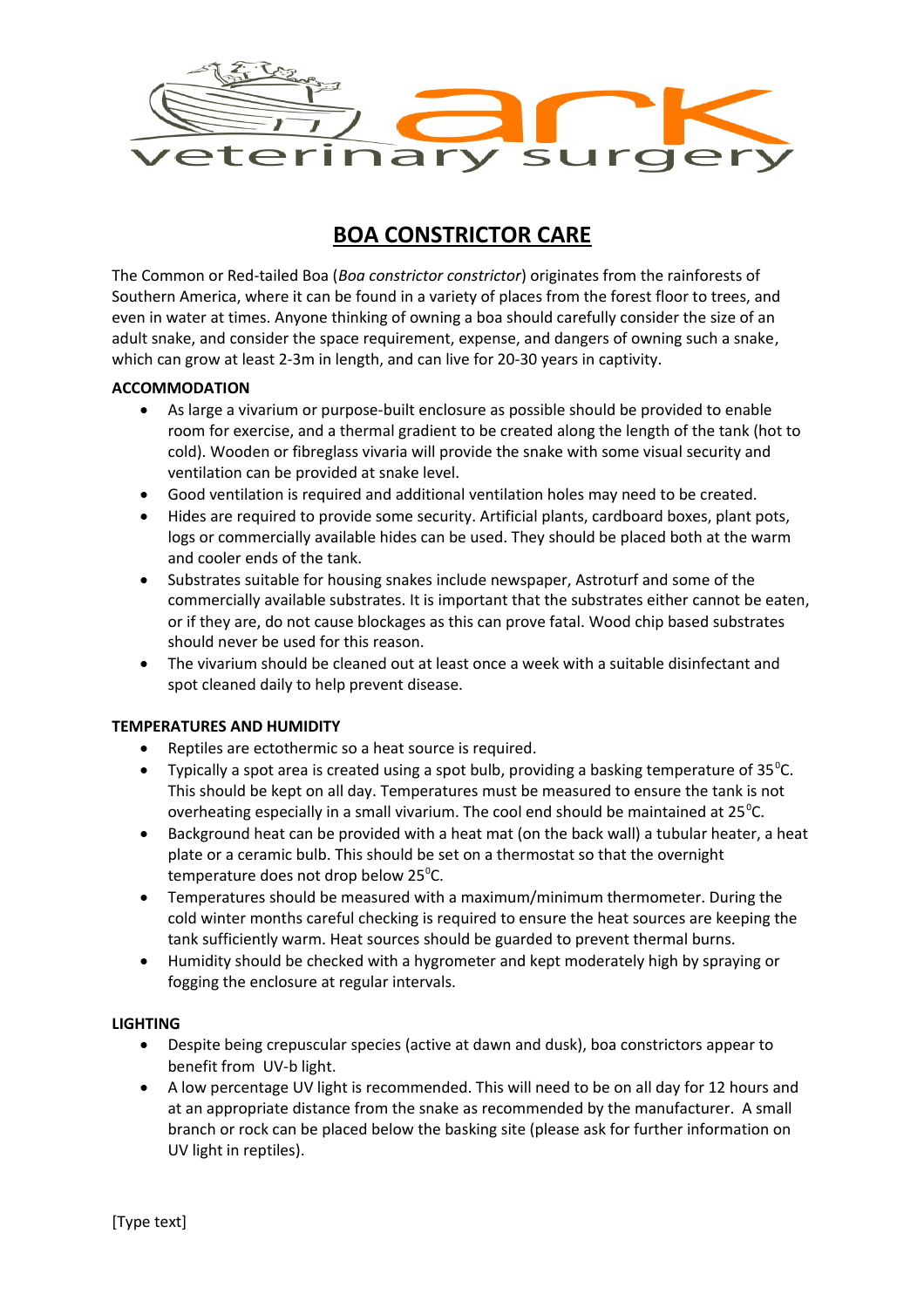ark veterinary surgery

# BOA CONSTRICTOR CARE

The Common or Red-tailed Boa (*Boa constrictor constrictor*) originates from the rainforests of Southern America, where it can be found in a variety of places from the forest floor to trees, and even in water at times. Anyone thinking of owning a boa should carefully consider the size of an adult snake, and consider the space requirement, expense, and dangers of owning such a snake, which can grow at least 2-3m in length, and can live for 20-30 years in captivity.

**ACCOMMODATION**

- As large a vivarium or purpose-built enclosure as possible should be provided to enable room for exercise, and a thermal gradient to be created along the length of the tank (hot to cold). Wooden or fibreglass vivaria will provide the snake with some visual security and ventilation can be provided at snake level.
- Good ventilation is required and additional ventilation holes may need to be created.
- Hides are required to provide some security. Artificial plants, cardboard boxes, plant pots, logs or commercially available hides can be used. They should be placed both at the warm and cooler ends of the tank.
- Substrates suitable for housing snakes include newspaper, Astroturf and some of the commercially available substrates. It is important that the substrates either cannot be eaten, or if they are, do not cause blockages as this can prove fatal. Wood chip based substrates should never be used for this reason.
- The vivarium should be cleaned out at least once a week with a suitable disinfectant and spot cleaned daily to help prevent disease.

**TEMPERATURES AND HUMIDITY**

- Reptiles are ectothermic so a heat source is required.
- Typically a spot area is created using a spot bulb, providing a basking temperature of 35$^{0}$C. This should be kept on all day. Temperatures must be measured to ensure the tank is not overheating especially in a small vivarium. The cool end should be maintained at 25$^{0}$C.
- Background heat can be provided with a heat mat (on the back wall) a tubular heater, a heat plate or a ceramic bulb. This should be set on a thermostat so that the overnight temperature does not drop below 25$^{0}$C.
- Temperatures should be measured with a maximum/minimum thermometer. During the cold winter months careful checking is required to ensure the heat sources are keeping the tank sufficiently warm. Heat sources should be guarded to prevent thermal burns.
- Humidity should be checked with a hygrometer and kept moderately high by spraying or fogging the enclosure at regular intervals.

**LIGHTING**

- Despite being crepuscular species (active at dawn and dusk), boa constrictors appear to benefit from UV-b light.
- A low percentage UV light is recommended. This will need to be on all day for 12 hours and at an appropriate distance from the snake as recommended by the manufacturer. A small branch or rock can be placed below the basking site (please ask for further information on UV light in reptiles).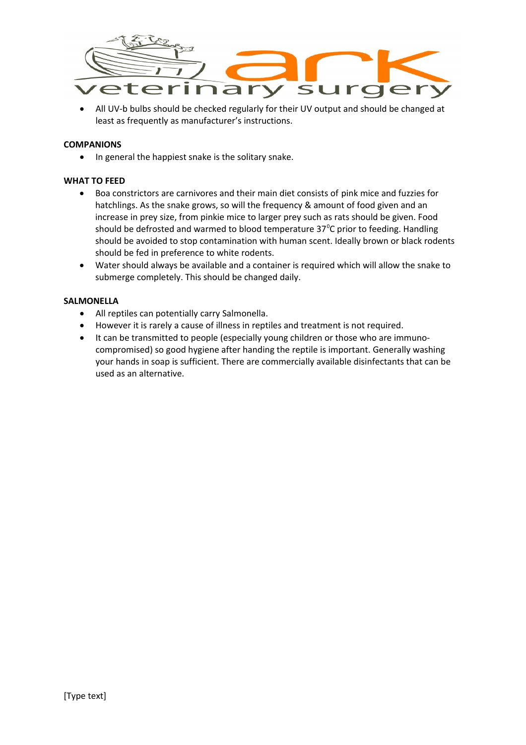- All UV-b bulbs should be checked regularly for their UV output and should be changed at least as frequently as manufacturer's instructions.

**COMPANIONS**

- In general the happiest snake is the solitary snake.

**WHAT TO FEED**

- Boa constrictors are carnivores and their main diet consists of pink mice and fuzzies for hatchlings. As the snake grows, so will the frequency & amount of food given and an increase in prey size, from pinkie mice to larger prey such as rats should be given. Food should be defrosted and warmed to blood temperature 37$^{0}$C prior to feeding. Handling should be avoided to stop contamination with human scent. Ideally brown or black rodents should be fed in preference to white rodents.
- Water should always be available and a container is required which will allow the snake to submerge completely. This should be changed daily.

**SALMONELLA**

- All reptiles can potentially carry Salmonella.
- However it is rarely a cause of illness in reptiles and treatment is not required.
- It can be transmitted to people (especially young children or those who are immuno-compromised) so good hygiene after handing the reptile is important. Generally washing your hands in soap is sufficient. There are commercially available disinfectants that can be used as an alternative.